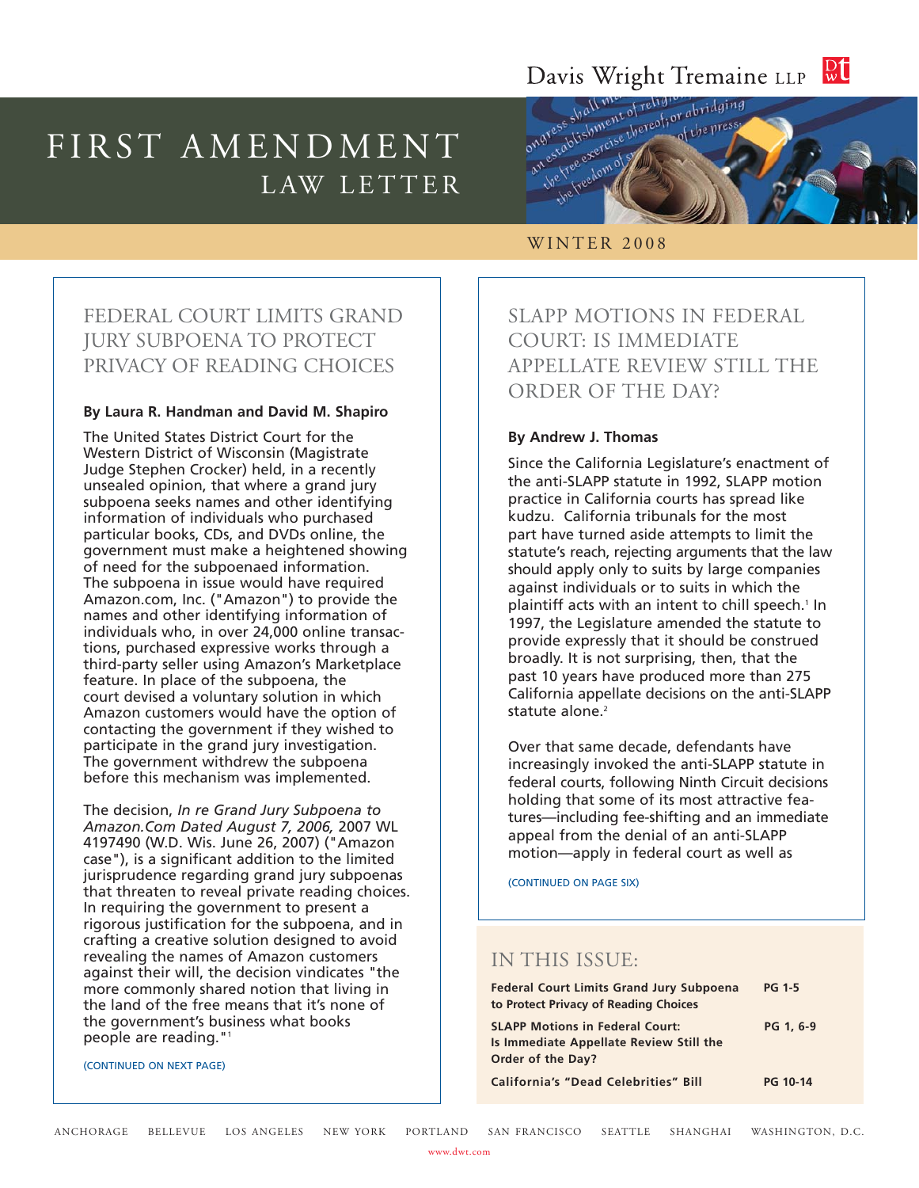Davis Wright Tremaine LLP

# FIRST AMENDMENT LAW LETTER

WINTER 2008

## FEDERAL COURT LIMITS GRAND JURY SUBPOENA TO PROTECT PRIVACY OF READING CHOICES

**By Laura R. Handman and David M. Shapiro**

The United States District Court for the Western District of Wisconsin (Magistrate Judge Stephen Crocker) held, in a recently unsealed opinion, that where a grand jury subpoena seeks names and other identifying information of individuals who purchased particular books, CDs, and DVDs online, the government must make a heightened showing of need for the subpoenaed information. The subpoena in issue would have required Amazon.com, Inc. ("Amazon") to provide the names and other identifying information of individuals who, in over 24,000 online transactions, purchased expressive works through a third-party seller using Amazon's Marketplace feature. In place of the subpoena, the court devised a voluntary solution in which Amazon customers would have the option of contacting the government if they wished to participate in the grand jury investigation. The government withdrew the subpoena before this mechanism was implemented.

The decision, *In re Grand Jury Subpoena to Amazon.Com Dated August 7, 2006,* 2007 WL 4197490 (W.D. Wis. June 26, 2007) ("Amazon case"), is a significant addition to the limited jurisprudence regarding grand jury subpoenas that threaten to reveal private reading choices. In requiring the government to present a rigorous justification for the subpoena, and in crafting a creative solution designed to avoid revealing the names of Amazon customers against their will, the decision vindicates "the more commonly shared notion that living in the land of the free means that it's none of the government's business what books people are reading."[1]

(CONTINUED ON NEXT PAGE)

## SLAPP MOTIONS IN FEDERAL COURT: IS IMMEDIATE APPELLATE REVIEW STILL THE ORDER OF THE DAY?

**By Andrew J. Thomas**

Since the California Legislature's enactment of the anti-SLAPP statute in 1992, SLAPP motion practice in California courts has spread like kudzu. California tribunals for the most part have turned aside attempts to limit the statute's reach, rejecting arguments that the law should apply only to suits by large companies against individuals or to suits in which the plaintiff acts with an intent to chill speech.[1] In 1997, the Legislature amended the statute to provide expressly that it should be construed broadly. It is not surprising, then, that the past 10 years have produced more than 275 California appellate decisions on the anti-SLAPP statute alone.[2]

Over that same decade, defendants have increasingly invoked the anti-SLAPP statute in federal courts, following Ninth Circuit decisions holding that some of its most attractive features—including fee-shifting and an immediate appeal from the denial of an anti-SLAPP motion—apply in federal court as well as

(CONTINUED ON PAGE SIX)

## IN THIS ISSUE:

| | |
|---|---|
| **Federal Court Limits Grand Jury Subpoena to Protect Privacy of Reading Choices** | **PG 1-5** |
| **SLAPP Motions in Federal Court: Is Immediate Appellate Review Still the Order of the Day?** | **PG 1, 6-9** |
| **California's "Dead Celebrities" Bill** | **PG 10-14** |

ANCHORAGE BELLEVUE LOS ANGELES NEW YORK PORTLAND SAN FRANCISCO SEATTLE SHANGHAI WASHINGTON, D.C.

www.dwt.com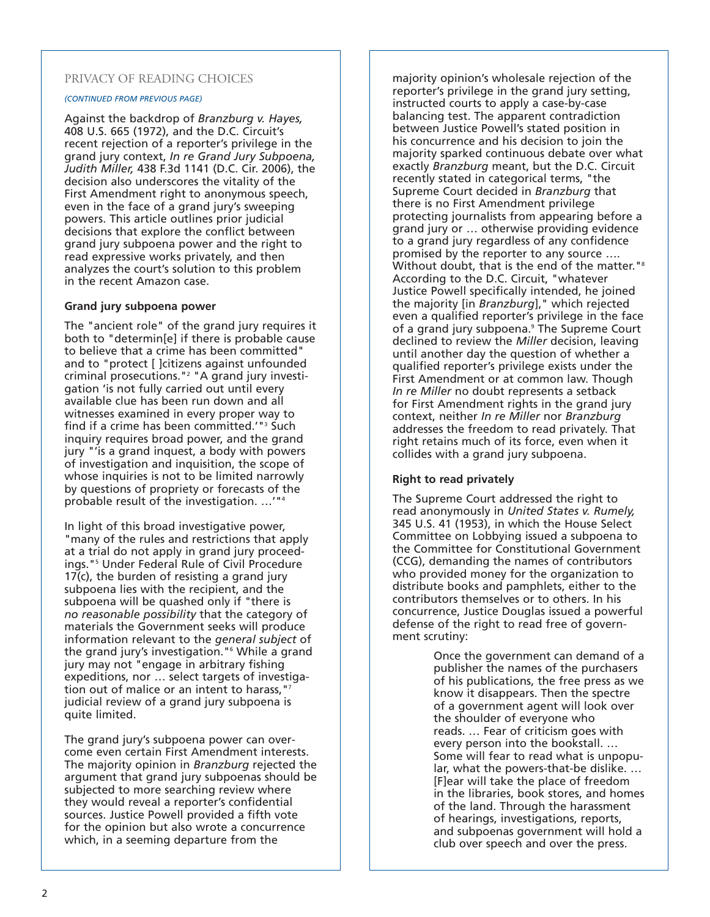## PRIVACY OF READING CHOICES

*(CONTINUED FROM PREVIOUS PAGE)*

Against the backdrop of *Branzburg v. Hayes,* 408 U.S. 665 (1972), and the D.C. Circuit's recent rejection of a reporter's privilege in the grand jury context, *In re Grand Jury Subpoena, Judith Miller,* 438 F.3d 1141 (D.C. Cir. 2006), the decision also underscores the vitality of the First Amendment right to anonymous speech, even in the face of a grand jury's sweeping powers. This article outlines prior judicial decisions that explore the conflict between grand jury subpoena power and the right to read expressive works privately, and then analyzes the court's solution to this problem in the recent Amazon case.

### Grand jury subpoena power

The "ancient role" of the grand jury requires it both to "determin[e] if there is probable cause to believe that a crime has been committed" and to "protect [ ]citizens against unfounded criminal prosecutions."[2] "A grand jury investigation 'is not fully carried out until every available clue has been run down and all witnesses examined in every proper way to find if a crime has been committed.'"[3] Such inquiry requires broad power, and the grand jury "'is a grand inquest, a body with powers of investigation and inquisition, the scope of whose inquiries is not to be limited narrowly by questions of propriety or forecasts of the probable result of the investigation. …'"[4]

In light of this broad investigative power, "many of the rules and restrictions that apply at a trial do not apply in grand jury proceedings."[5] Under Federal Rule of Civil Procedure 17(c), the burden of resisting a grand jury subpoena lies with the recipient, and the subpoena will be quashed only if "there is *no reasonable possibility* that the category of materials the Government seeks will produce information relevant to the *general subject* of the grand jury's investigation."[6] While a grand jury may not "engage in arbitrary fishing expeditions, nor … select targets of investigation out of malice or an intent to harass,"[7] judicial review of a grand jury subpoena is quite limited.

The grand jury's subpoena power can overcome even certain First Amendment interests. The majority opinion in *Branzburg* rejected the argument that grand jury subpoenas should be subjected to more searching review where they would reveal a reporter's confidential sources. Justice Powell provided a fifth vote for the opinion but also wrote a concurrence which, in a seeming departure from the majority opinion's wholesale rejection of the reporter's privilege in the grand jury setting, instructed courts to apply a case-by-case balancing test. The apparent contradiction between Justice Powell's stated position in his concurrence and his decision to join the majority sparked continuous debate over what exactly *Branzburg* meant, but the D.C. Circuit recently stated in categorical terms, "the Supreme Court decided in *Branzburg* that there is no First Amendment privilege protecting journalists from appearing before a grand jury or … otherwise providing evidence to a grand jury regardless of any confidence promised by the reporter to any source …. Without doubt, that is the end of the matter."[8] According to the D.C. Circuit, "whatever Justice Powell specifically intended, he joined the majority [in *Branzburg*]," which rejected even a qualified reporter's privilege in the face of a grand jury subpoena.[9] The Supreme Court declined to review the *Miller* decision, leaving until another day the question of whether a qualified reporter's privilege exists under the First Amendment or at common law. Though *In re Miller* no doubt represents a setback for First Amendment rights in the grand jury context, neither *In re Miller* nor *Branzburg* addresses the freedom to read privately. That right retains much of its force, even when it collides with a grand jury subpoena.

### Right to read privately

The Supreme Court addressed the right to read anonymously in *United States v. Rumely,* 345 U.S. 41 (1953), in which the House Select Committee on Lobbying issued a subpoena to the Committee for Constitutional Government (CCG), demanding the names of contributors who provided money for the organization to distribute books and pamphlets, either to the contributors themselves or to others. In his concurrence, Justice Douglas issued a powerful defense of the right to read free of government scrutiny:

> Once the government can demand of a publisher the names of the purchasers of his publications, the free press as we know it disappears. Then the spectre of a government agent will look over the shoulder of everyone who reads. … Fear of criticism goes with every person into the bookstall. … Some will fear to read what is unpopular, what the powers-that-be dislike. … [F]ear will take the place of freedom in the libraries, book stores, and homes of the land. Through the harassment of hearings, investigations, reports, and subpoenas government will hold a club over speech and over the press.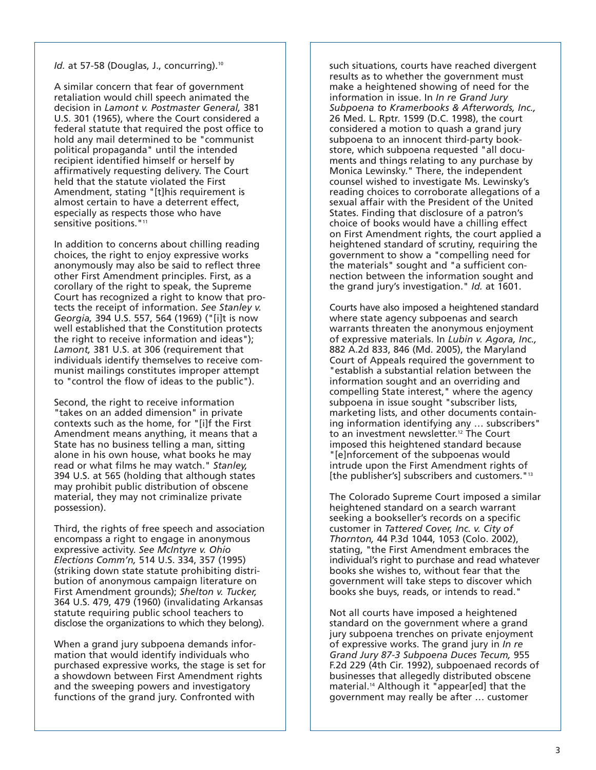*Id.* at 57-58 (Douglas, J., concurring).[10]

A similar concern that fear of government retaliation would chill speech animated the decision in *Lamont v. Postmaster General,* 381 U.S. 301 (1965), where the Court considered a federal statute that required the post office to hold any mail determined to be "communist political propaganda" until the intended recipient identified himself or herself by affirmatively requesting delivery. The Court held that the statute violated the First Amendment, stating "[t]his requirement is almost certain to have a deterrent effect, especially as respects those who have sensitive positions."[11]

In addition to concerns about chilling reading choices, the right to enjoy expressive works anonymously may also be said to reflect three other First Amendment principles. First, as a corollary of the right to speak, the Supreme Court has recognized a right to know that protects the receipt of information. *See Stanley v. Georgia,* 394 U.S. 557, 564 (1969) ("[i]t is now well established that the Constitution protects the right to receive information and ideas"); *Lamont,* 381 U.S. at 306 (requirement that individuals identify themselves to receive communist mailings constitutes improper attempt to "control the flow of ideas to the public").

Second, the right to receive information "takes on an added dimension" in private contexts such as the home, for "[i]f the First Amendment means anything, it means that a State has no business telling a man, sitting alone in his own house, what books he may read or what films he may watch." *Stanley,* 394 U.S. at 565 (holding that although states may prohibit public distribution of obscene material, they may not criminalize private possession).

Third, the rights of free speech and association encompass a right to engage in anonymous expressive activity. *See McIntyre v. Ohio Elections Comm'n,* 514 U.S. 334, 357 (1995) (striking down state statute prohibiting distribution of anonymous campaign literature on First Amendment grounds); *Shelton v. Tucker,* 364 U.S. 479, 479 (1960) (invalidating Arkansas statute requiring public school teachers to disclose the organizations to which they belong).

When a grand jury subpoena demands information that would identify individuals who purchased expressive works, the stage is set for a showdown between First Amendment rights and the sweeping powers and investigatory functions of the grand jury. Confronted with such situations, courts have reached divergent results as to whether the government must make a heightened showing of need for the information in issue. In *In re Grand Jury Subpoena to Kramerbooks & Afterwords, Inc.,* 26 Med. L. Rptr. 1599 (D.C. 1998), the court considered a motion to quash a grand jury subpoena to an innocent third-party bookstore, which subpoena requested "all documents and things relating to any purchase by Monica Lewinsky." There, the independent counsel wished to investigate Ms. Lewinsky's reading choices to corroborate allegations of a sexual affair with the President of the United States. Finding that disclosure of a patron's choice of books would have a chilling effect on First Amendment rights, the court applied a heightened standard of scrutiny, requiring the government to show a "compelling need for the materials" sought and "a sufficient connection between the information sought and the grand jury's investigation." *Id.* at 1601.

Courts have also imposed a heightened standard where state agency subpoenas and search warrants threaten the anonymous enjoyment of expressive materials. In *Lubin v. Agora, Inc.,* 882 A.2d 833, 846 (Md. 2005), the Maryland Court of Appeals required the government to "establish a substantial relation between the information sought and an overriding and compelling State interest," where the agency subpoena in issue sought "subscriber lists, marketing lists, and other documents containing information identifying any … subscribers" to an investment newsletter.[12] The Court imposed this heightened standard because "[e]nforcement of the subpoenas would intrude upon the First Amendment rights of [the publisher's] subscribers and customers."[13]

The Colorado Supreme Court imposed a similar heightened standard on a search warrant seeking a bookseller's records on a specific customer in *Tattered Cover, Inc. v. City of Thornton,* 44 P.3d 1044, 1053 (Colo. 2002), stating, "the First Amendment embraces the individual's right to purchase and read whatever books she wishes to, without fear that the government will take steps to discover which books she buys, reads, or intends to read."

Not all courts have imposed a heightened standard on the government where a grand jury subpoena trenches on private enjoyment of expressive works. The grand jury in *In re Grand Jury 87-3 Subpoena Duces Tecum,* 955 F.2d 229 (4th Cir. 1992), subpoenaed records of businesses that allegedly distributed obscene material.[14] Although it "appear[ed] that the government may really be after … customer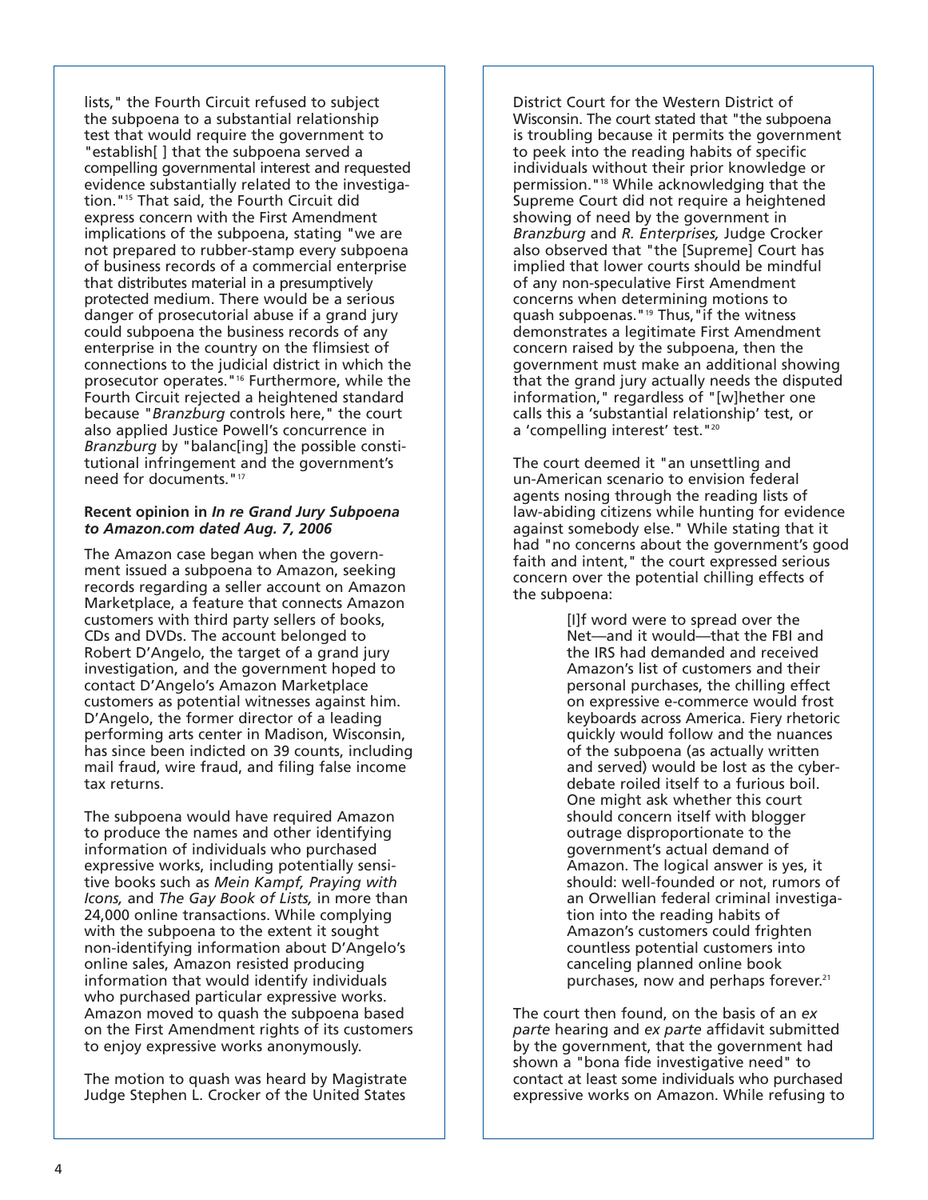lists," the Fourth Circuit refused to subject the subpoena to a substantial relationship test that would require the government to "establish[ ] that the subpoena served a compelling governmental interest and requested evidence substantially related to the investigation."[15] That said, the Fourth Circuit did express concern with the First Amendment implications of the subpoena, stating "we are not prepared to rubber-stamp every subpoena of business records of a commercial enterprise that distributes material in a presumptively protected medium. There would be a serious danger of prosecutorial abuse if a grand jury could subpoena the business records of any enterprise in the country on the flimsiest of connections to the judicial district in which the prosecutor operates."[16] Furthermore, while the Fourth Circuit rejected a heightened standard because "*Branzburg* controls here," the court also applied Justice Powell's concurrence in *Branzburg* by "balanc[ing] the possible constitutional infringement and the government's need for documents."[17]

**Recent opinion in *In re Grand Jury Subpoena to Amazon.com dated Aug. 7, 2006***

The Amazon case began when the government issued a subpoena to Amazon, seeking records regarding a seller account on Amazon Marketplace, a feature that connects Amazon customers with third party sellers of books, CDs and DVDs. The account belonged to Robert D'Angelo, the target of a grand jury investigation, and the government hoped to contact D'Angelo's Amazon Marketplace customers as potential witnesses against him. D'Angelo, the former director of a leading performing arts center in Madison, Wisconsin, has since been indicted on 39 counts, including mail fraud, wire fraud, and filing false income tax returns.

The subpoena would have required Amazon to produce the names and other identifying information of individuals who purchased expressive works, including potentially sensitive books such as *Mein Kampf, Praying with Icons,* and *The Gay Book of Lists,* in more than 24,000 online transactions. While complying with the subpoena to the extent it sought non-identifying information about D'Angelo's online sales, Amazon resisted producing information that would identify individuals who purchased particular expressive works. Amazon moved to quash the subpoena based on the First Amendment rights of its customers to enjoy expressive works anonymously.

The motion to quash was heard by Magistrate Judge Stephen L. Crocker of the United States District Court for the Western District of Wisconsin. The court stated that "the subpoena is troubling because it permits the government to peek into the reading habits of specific individuals without their prior knowledge or permission."[18] While acknowledging that the Supreme Court did not require a heightened showing of need by the government in *Branzburg* and *R. Enterprises,* Judge Crocker also observed that "the [Supreme] Court has implied that lower courts should be mindful of any non-speculative First Amendment concerns when determining motions to quash subpoenas."[19] Thus, "if the witness demonstrates a legitimate First Amendment concern raised by the subpoena, then the government must make an additional showing that the grand jury actually needs the disputed information," regardless of "[w]hether one calls this a 'substantial relationship' test, or a 'compelling interest' test."[20]

The court deemed it "an unsettling and un-American scenario to envision federal agents nosing through the reading lists of law-abiding citizens while hunting for evidence against somebody else." While stating that it had "no concerns about the government's good faith and intent," the court expressed serious concern over the potential chilling effects of the subpoena:

> [I]f word were to spread over the Net—and it would—that the FBI and the IRS had demanded and received Amazon's list of customers and their personal purchases, the chilling effect on expressive e-commerce would frost keyboards across America. Fiery rhetoric quickly would follow and the nuances of the subpoena (as actually written and served) would be lost as the cyberdebate roiled itself to a furious boil. One might ask whether this court should concern itself with blogger outrage disproportionate to the government's actual demand of Amazon. The logical answer is yes, it should: well-founded or not, rumors of an Orwellian federal criminal investigation into the reading habits of Amazon's customers could frighten countless potential customers into canceling planned online book purchases, now and perhaps forever.[21]

The court then found, on the basis of an *ex parte* hearing and *ex parte* affidavit submitted by the government, that the government had shown a "bona fide investigative need" to contact at least some individuals who purchased expressive works on Amazon. While refusing to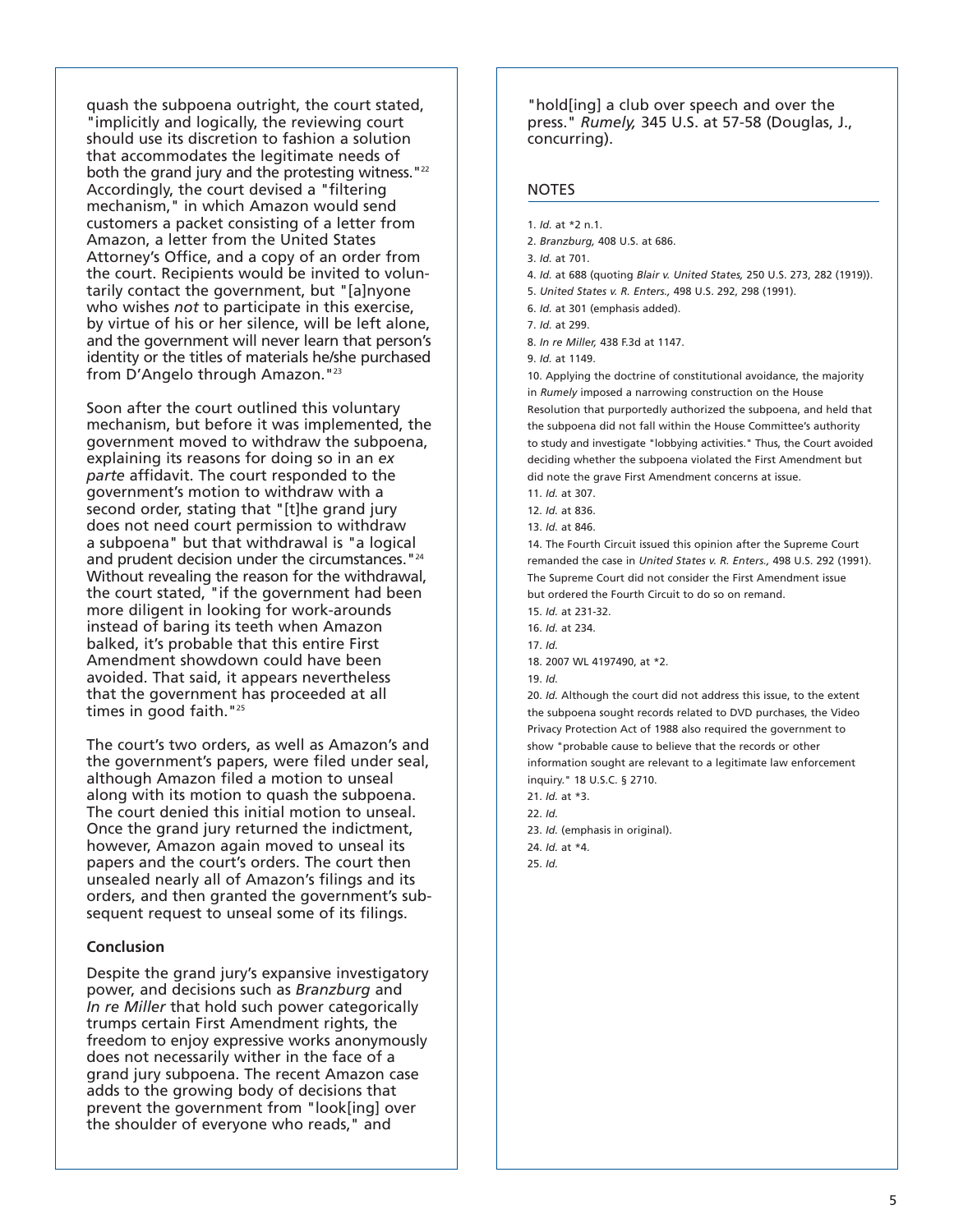quash the subpoena outright, the court stated, "implicitly and logically, the reviewing court should use its discretion to fashion a solution that accommodates the legitimate needs of both the grand jury and the protesting witness."[22] Accordingly, the court devised a "filtering mechanism," in which Amazon would send customers a packet consisting of a letter from Amazon, a letter from the United States Attorney's Office, and a copy of an order from the court. Recipients would be invited to voluntarily contact the government, but "[a]nyone who wishes *not* to participate in this exercise, by virtue of his or her silence, will be left alone, and the government will never learn that person's identity or the titles of materials he/she purchased from D'Angelo through Amazon."[23]

Soon after the court outlined this voluntary mechanism, but before it was implemented, the government moved to withdraw the subpoena, explaining its reasons for doing so in an *ex parte* affidavit. The court responded to the government's motion to withdraw with a second order, stating that "[t]he grand jury does not need court permission to withdraw a subpoena" but that withdrawal is "a logical and prudent decision under the circumstances."[24] Without revealing the reason for the withdrawal, the court stated, "if the government had been more diligent in looking for work-arounds instead of baring its teeth when Amazon balked, it's probable that this entire First Amendment showdown could have been avoided. That said, it appears nevertheless that the government has proceeded at all times in good faith."[25]

The court's two orders, as well as Amazon's and the government's papers, were filed under seal, although Amazon filed a motion to unseal along with its motion to quash the subpoena. The court denied this initial motion to unseal. Once the grand jury returned the indictment, however, Amazon again moved to unseal its papers and the court's orders. The court then unsealed nearly all of Amazon's filings and its orders, and then granted the government's subsequent request to unseal some of its filings.

**Conclusion**

Despite the grand jury's expansive investigatory power, and decisions such as *Branzburg* and *In re Miller* that hold such power categorically trumps certain First Amendment rights, the freedom to enjoy expressive works anonymously does not necessarily wither in the face of a grand jury subpoena. The recent Amazon case adds to the growing body of decisions that prevent the government from "look[ing] over the shoulder of everyone who reads," and "hold[ing] a club over speech and over the press." *Rumely,* 345 U.S. at 57-58 (Douglas, J., concurring).

## NOTES

1. *Id.* at *2 n.1.
2. *Branzburg,* 408 U.S. at 686.
3. *Id.* at 701.
4. *Id.* at 688 (quoting *Blair v. United States,* 250 U.S. 273, 282 (1919)).
5. *United States v. R. Enters.,* 498 U.S. 292, 298 (1991).
6. *Id.* at 301 (emphasis added).
7. *Id.* at 299.
8. *In re Miller,* 438 F.3d at 1147.
9. *Id.* at 1149.
10. Applying the doctrine of constitutional avoidance, the majority in *Rumely* imposed a narrowing construction on the House Resolution that purportedly authorized the subpoena, and held that the subpoena did not fall within the House Committee's authority to study and investigate "lobbying activities." Thus, the Court avoided deciding whether the subpoena violated the First Amendment but did note the grave First Amendment concerns at issue.
11. *Id.* at 307.
12. *Id.* at 836.
13. *Id.* at 846.
14. The Fourth Circuit issued this opinion after the Supreme Court remanded the case in *United States v. R. Enters.,* 498 U.S. 292 (1991). The Supreme Court did not consider the First Amendment issue but ordered the Fourth Circuit to do so on remand.
15. *Id.* at 231-32.
16. *Id.* at 234.
17. *Id.*
18. 2007 WL 4197490, at *2.
19. *Id.*
20. *Id.* Although the court did not address this issue, to the extent the subpoena sought records related to DVD purchases, the Video Privacy Protection Act of 1988 also required the government to show "probable cause to believe that the records or other information sought are relevant to a legitimate law enforcement inquiry." 18 U.S.C. § 2710.
21. *Id.* at *3.
22. *Id.*
23. *Id.* (emphasis in original).
24. *Id.* at *4.
25. *Id.*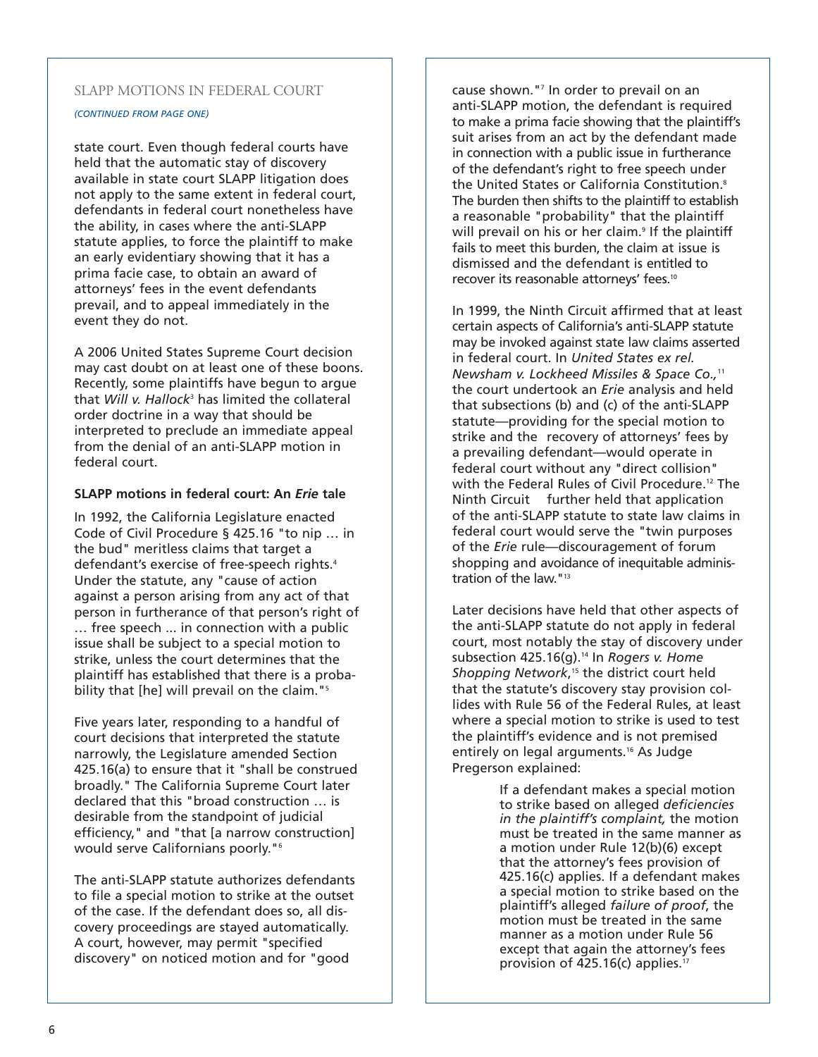## SLAPP MOTIONS IN FEDERAL COURT

*(CONTINUED FROM PAGE ONE)*

state court. Even though federal courts have held that the automatic stay of discovery available in state court SLAPP litigation does not apply to the same extent in federal court, defendants in federal court nonetheless have the ability, in cases where the anti-SLAPP statute applies, to force the plaintiff to make an early evidentiary showing that it has a prima facie case, to obtain an award of attorneys' fees in the event defendants prevail, and to appeal immediately in the event they do not.

A 2006 United States Supreme Court decision may cast doubt on at least one of these boons. Recently, some plaintiffs have begun to argue that *Will v. Hallock*[3] has limited the collateral order doctrine in a way that should be interpreted to preclude an immediate appeal from the denial of an anti-SLAPP motion in federal court.

### SLAPP motions in federal court: An *Erie* tale

In 1992, the California Legislature enacted Code of Civil Procedure § 425.16 "to nip … in the bud" meritless claims that target a defendant's exercise of free-speech rights.[4] Under the statute, any "cause of action against a person arising from any act of that person in furtherance of that person's right of … free speech ... in connection with a public issue shall be subject to a special motion to strike, unless the court determines that the plaintiff has established that there is a probability that [he] will prevail on the claim."[5]

Five years later, responding to a handful of court decisions that interpreted the statute narrowly, the Legislature amended Section 425.16(a) to ensure that it "shall be construed broadly." The California Supreme Court later declared that this "broad construction … is desirable from the standpoint of judicial efficiency," and "that [a narrow construction] would serve Californians poorly."[6]

The anti-SLAPP statute authorizes defendants to file a special motion to strike at the outset of the case. If the defendant does so, all discovery proceedings are stayed automatically. A court, however, may permit "specified discovery" on noticed motion and for "good cause shown."[7] In order to prevail on an anti-SLAPP motion, the defendant is required to make a prima facie showing that the plaintiff's suit arises from an act by the defendant made in connection with a public issue in furtherance of the defendant's right to free speech under the United States or California Constitution.[8] The burden then shifts to the plaintiff to establish a reasonable "probability" that the plaintiff will prevail on his or her claim.[9] If the plaintiff fails to meet this burden, the claim at issue is dismissed and the defendant is entitled to recover its reasonable attorneys' fees.[10]

In 1999, the Ninth Circuit affirmed that at least certain aspects of California's anti-SLAPP statute may be invoked against state law claims asserted in federal court. In *United States ex rel. Newsham v. Lockheed Missiles & Space Co.,*[11] the court undertook an *Erie* analysis and held that subsections (b) and (c) of the anti-SLAPP statute—providing for the special motion to strike and the recovery of attorneys' fees by a prevailing defendant—would operate in federal court without any "direct collision" with the Federal Rules of Civil Procedure.[12] The Ninth Circuit further held that application of the anti-SLAPP statute to state law claims in federal court would serve the "twin purposes of the *Erie* rule—discouragement of forum shopping and avoidance of inequitable administration of the law."[13]

Later decisions have held that other aspects of the anti-SLAPP statute do not apply in federal court, most notably the stay of discovery under subsection 425.16(g).[14] In *Rogers v. Home Shopping Network*,[15] the district court held that the statute's discovery stay provision collides with Rule 56 of the Federal Rules, at least where a special motion to strike is used to test the plaintiff's evidence and is not premised entirely on legal arguments.[16] As Judge Pregerson explained:

> If a defendant makes a special motion to strike based on alleged *deficiencies in the plaintiff's complaint,* the motion must be treated in the same manner as a motion under Rule 12(b)(6) except that the attorney's fees provision of 425.16(c) applies. If a defendant makes a special motion to strike based on the plaintiff's alleged *failure of proof*, the motion must be treated in the same manner as a motion under Rule 56 except that again the attorney's fees provision of 425.16(c) applies.[17]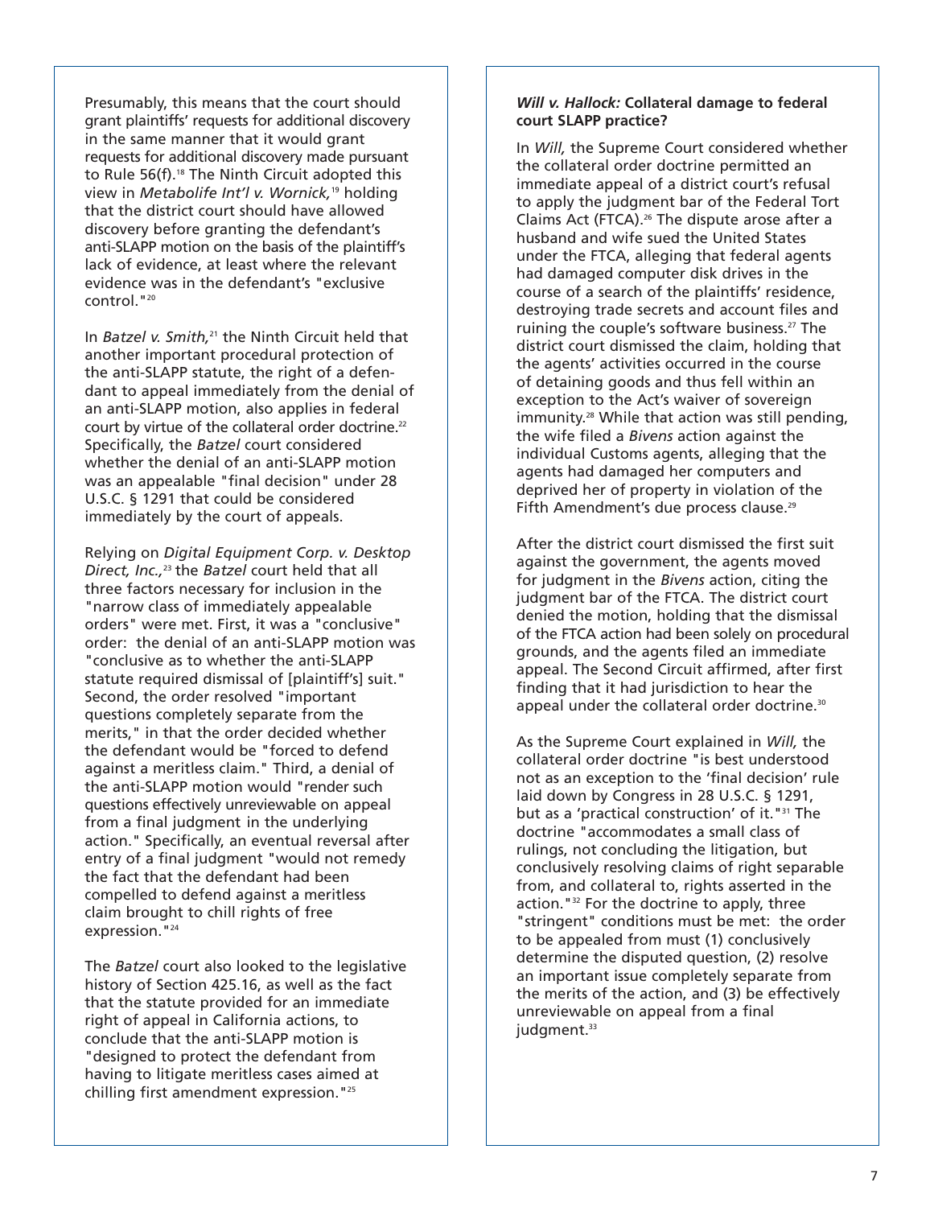Presumably, this means that the court should grant plaintiffs' requests for additional discovery in the same manner that it would grant requests for additional discovery made pursuant to Rule 56(f).[18] The Ninth Circuit adopted this view in *Metabolife Int'l v. Wornick,*[19] holding that the district court should have allowed discovery before granting the defendant's anti-SLAPP motion on the basis of the plaintiff's lack of evidence, at least where the relevant evidence was in the defendant's "exclusive control."[20]

In *Batzel v. Smith,*[21] the Ninth Circuit held that another important procedural protection of the anti-SLAPP statute, the right of a defendant to appeal immediately from the denial of an anti-SLAPP motion, also applies in federal court by virtue of the collateral order doctrine.[22] Specifically, the *Batzel* court considered whether the denial of an anti-SLAPP motion was an appealable "final decision" under 28 U.S.C. § 1291 that could be considered immediately by the court of appeals.

Relying on *Digital Equipment Corp. v. Desktop Direct, Inc.,*[23] the *Batzel* court held that all three factors necessary for inclusion in the "narrow class of immediately appealable orders" were met. First, it was a "conclusive" order: the denial of an anti-SLAPP motion was "conclusive as to whether the anti-SLAPP statute required dismissal of [plaintiff's] suit." Second, the order resolved "important questions completely separate from the merits," in that the order decided whether the defendant would be "forced to defend against a meritless claim." Third, a denial of the anti-SLAPP motion would "render such questions effectively unreviewable on appeal from a final judgment in the underlying action." Specifically, an eventual reversal after entry of a final judgment "would not remedy the fact that the defendant had been compelled to defend against a meritless claim brought to chill rights of free expression."[24]

The *Batzel* court also looked to the legislative history of Section 425.16, as well as the fact that the statute provided for an immediate right of appeal in California actions, to conclude that the anti-SLAPP motion is "designed to protect the defendant from having to litigate meritless cases aimed at chilling first amendment expression."[25]

### *Will v. Hallock:* Collateral damage to federal court SLAPP practice?

In *Will,* the Supreme Court considered whether the collateral order doctrine permitted an immediate appeal of a district court's refusal to apply the judgment bar of the Federal Tort Claims Act (FTCA).[26] The dispute arose after a husband and wife sued the United States under the FTCA, alleging that federal agents had damaged computer disk drives in the course of a search of the plaintiffs' residence, destroying trade secrets and account files and ruining the couple's software business.[27] The district court dismissed the claim, holding that the agents' activities occurred in the course of detaining goods and thus fell within an exception to the Act's waiver of sovereign immunity.[28] While that action was still pending, the wife filed a *Bivens* action against the individual Customs agents, alleging that the agents had damaged her computers and deprived her of property in violation of the Fifth Amendment's due process clause.[29]

After the district court dismissed the first suit against the government, the agents moved for judgment in the *Bivens* action, citing the judgment bar of the FTCA. The district court denied the motion, holding that the dismissal of the FTCA action had been solely on procedural grounds, and the agents filed an immediate appeal. The Second Circuit affirmed, after first finding that it had jurisdiction to hear the appeal under the collateral order doctrine.[30]

As the Supreme Court explained in *Will,* the collateral order doctrine "is best understood not as an exception to the 'final decision' rule laid down by Congress in 28 U.S.C. § 1291, but as a 'practical construction' of it."[31] The doctrine "accommodates a small class of rulings, not concluding the litigation, but conclusively resolving claims of right separable from, and collateral to, rights asserted in the action."[32] For the doctrine to apply, three "stringent" conditions must be met: the order to be appealed from must (1) conclusively determine the disputed question, (2) resolve an important issue completely separate from the merits of the action, and (3) be effectively unreviewable on appeal from a final judgment.[33]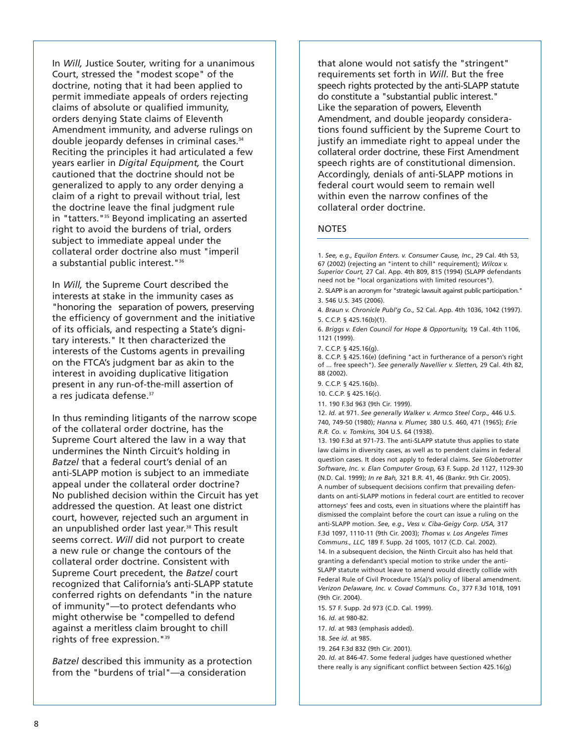In *Will,* Justice Souter, writing for a unanimous Court, stressed the "modest scope" of the doctrine, noting that it had been applied to permit immediate appeals of orders rejecting claims of absolute or qualified immunity, orders denying State claims of Eleventh Amendment immunity, and adverse rulings on double jeopardy defenses in criminal cases.[34] Reciting the principles it had articulated a few years earlier in *Digital Equipment,* the Court cautioned that the doctrine should not be generalized to apply to any order denying a claim of a right to prevail without trial, lest the doctrine leave the final judgment rule in "tatters."[35] Beyond implicating an asserted right to avoid the burdens of trial, orders subject to immediate appeal under the collateral order doctrine also must "imperil a substantial public interest."[36]

In *Will,* the Supreme Court described the interests at stake in the immunity cases as "honoring the separation of powers, preserving the efficiency of government and the initiative of its officials, and respecting a State's dignitary interests." It then characterized the interests of the Customs agents in prevailing on the FTCA's judgment bar as akin to the interest in avoiding duplicative litigation present in any run-of-the-mill assertion of a res judicata defense.[37]

In thus reminding litigants of the narrow scope of the collateral order doctrine, has the Supreme Court altered the law in a way that undermines the Ninth Circuit's holding in *Batzel* that a federal court's denial of an anti-SLAPP motion is subject to an immediate appeal under the collateral order doctrine? No published decision within the Circuit has yet addressed the question. At least one district court, however, rejected such an argument in an unpublished order last year.[38] This result seems correct. *Will* did not purport to create a new rule or change the contours of the collateral order doctrine. Consistent with Supreme Court precedent, the *Batzel* court recognized that California's anti-SLAPP statute conferred rights on defendants "in the nature of immunity"—to protect defendants who might otherwise be "compelled to defend against a meritless claim brought to chill rights of free expression."[39]

*Batzel* described this immunity as a protection from the "burdens of trial"—a consideration that alone would not satisfy the "stringent" requirements set forth in *Will*. But the free speech rights protected by the anti-SLAPP statute do constitute a "substantial public interest." Like the separation of powers, Eleventh Amendment, and double jeopardy considerations found sufficient by the Supreme Court to justify an immediate right to appeal under the collateral order doctrine, these First Amendment speech rights are of constitutional dimension. Accordingly, denials of anti-SLAPP motions in federal court would seem to remain well within even the narrow confines of the collateral order doctrine.

## NOTES

1. *See, e.g., Equilon Enters. v. Consumer Cause, Inc.,* 29 Cal. 4th 53, 67 (2002) (rejecting an "intent to chill" requirement); *Wilcox v. Superior Court,* 27 Cal. App. 4th 809, 815 (1994) (SLAPP defendants need not be "local organizations with limited resources").

2. SLAPP is an acronym for "strategic lawsuit against public participation."

3. 546 U.S. 345 (2006).

4. *Braun v. Chronicle Publ'g Co.,* 52 Cal. App. 4th 1036, 1042 (1997).

5. C.C.P. § 425.16(b)(1).

6. *Briggs v. Eden Council for Hope & Opportunity,* 19 Cal. 4th 1106, 1121 (1999).

7. C.C.P. § 425.16(g).

8. C.C.P. § 425.16(e) (defining "act in furtherance of a person's right of ... free speech"). *See generally Navellier v. Sletten,* 29 Cal. 4th 82, 88 (2002).

9. C.C.P. § 425.16(b).

10. C.C.P. § 425.16(c).

11. 190 F.3d 963 (9th Cir. 1999).

12. *Id.* at 971. *See generally Walker v. Armco Steel Corp.,* 446 U.S. 740, 749-50 (1980); *Hanna v. Plumer,* 380 U.S. 460, 471 (1965); *Erie R.R. Co. v. Tomkins,* 304 U.S. 64 (1938).

13. 190 F.3d at 971-73. The anti-SLAPP statute thus applies to state law claims in diversity cases, as well as to pendent claims in federal question cases. It does not apply to federal claims. *See Globetrotter Software, Inc. v. Elan Computer Group,* 63 F. Supp. 2d 1127, 1129-30 (N.D. Cal. 1999); *In re Bah,* 321 B.R. 41, 46 (Bankr. 9th Cir. 2005). A number of subsequent decisions confirm that prevailing defendants on anti-SLAPP motions in federal court are entitled to recover attorneys' fees and costs, even in situations where the plaintiff has dismissed the complaint before the court can issue a ruling on the anti-SLAPP motion. *See, e.g., Vess v. Ciba-Geigy Corp. USA,* 317 F.3d 1097, 1110-11 (9th Cir. 2003); *Thomas v. Los Angeles Times Communs., LLC,* 189 F. Supp. 2d 1005, 1017 (C.D. Cal. 2002).

14. In a subsequent decision, the Ninth Circuit also has held that granting a defendant's special motion to strike under the anti-SLAPP statute without leave to amend would directly collide with Federal Rule of Civil Procedure 15(a)'s policy of liberal amendment. *Verizon Delaware, Inc. v. Covad Communs. Co.,* 377 F.3d 1018, 1091 (9th Cir. 2004).

15. 57 F. Supp. 2d 973 (C.D. Cal. 1999).

16. *Id.* at 980-82.

17. *Id.* at 983 (emphasis added).

18. *See id.* at 985.

19. 264 F.3d 832 (9th Cir. 2001).

20. *Id.* at 846-47. Some federal judges have questioned whether there really is any significant conflict between Section 425.16(g)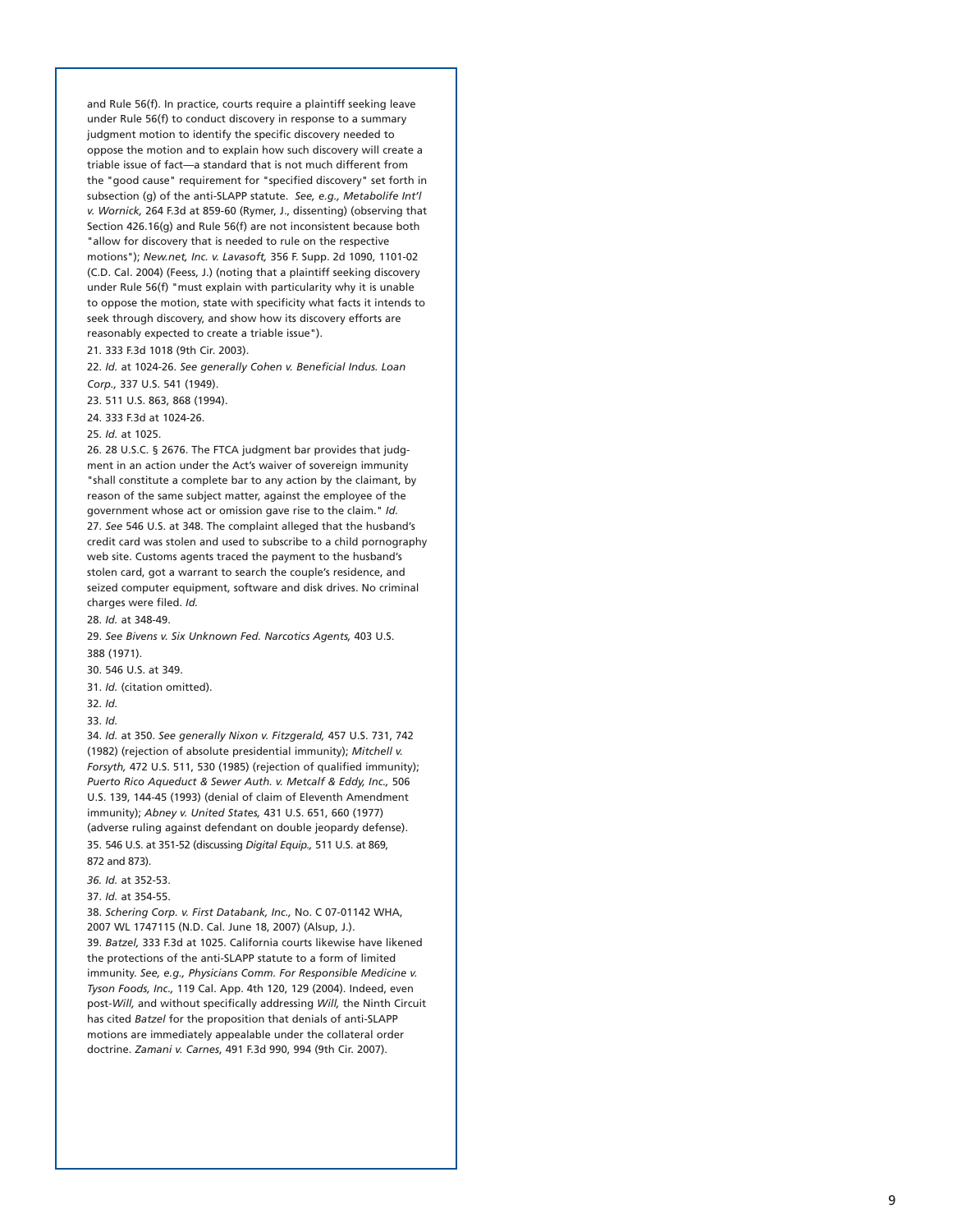and Rule 56(f). In practice, courts require a plaintiff seeking leave under Rule 56(f) to conduct discovery in response to a summary judgment motion to identify the specific discovery needed to oppose the motion and to explain how such discovery will create a triable issue of fact—a standard that is not much different from the "good cause" requirement for "specified discovery" set forth in subsection (g) of the anti-SLAPP statute. *See, e.g., Metabolife Int'l v. Wornick,* 264 F.3d at 859-60 (Rymer, J., dissenting) (observing that Section 426.16(g) and Rule 56(f) are not inconsistent because both "allow for discovery that is needed to rule on the respective motions"); *New.net, Inc. v. Lavasoft,* 356 F. Supp. 2d 1090, 1101-02 (C.D. Cal. 2004) (Feess, J.) (noting that a plaintiff seeking discovery under Rule 56(f) "must explain with particularity why it is unable to oppose the motion, state with specificity what facts it intends to seek through discovery, and show how its discovery efforts are reasonably expected to create a triable issue").

21. 333 F.3d 1018 (9th Cir. 2003).

22. *Id.* at 1024-26. *See generally Cohen v. Beneficial Indus. Loan Corp.,* 337 U.S. 541 (1949).

23. 511 U.S. 863, 868 (1994).

24. 333 F.3d at 1024-26.

25. *Id.* at 1025.

26. 28 U.S.C. § 2676. The FTCA judgment bar provides that judgment in an action under the Act's waiver of sovereign immunity "shall constitute a complete bar to any action by the claimant, by reason of the same subject matter, against the employee of the government whose act or omission gave rise to the claim." *Id.*

27. *See* 546 U.S. at 348. The complaint alleged that the husband's credit card was stolen and used to subscribe to a child pornography web site. Customs agents traced the payment to the husband's stolen card, got a warrant to search the couple's residence, and seized computer equipment, software and disk drives. No criminal charges were filed. *Id.*

28. *Id.* at 348-49.

29. *See Bivens v. Six Unknown Fed. Narcotics Agents,* 403 U.S. 388 (1971).

30. 546 U.S. at 349.

31. *Id.* (citation omitted).

32. *Id.*

33. *Id.*

34. *Id.* at 350. *See generally Nixon v. Fitzgerald,* 457 U.S. 731, 742 (1982) (rejection of absolute presidential immunity); *Mitchell v. Forsyth,* 472 U.S. 511, 530 (1985) (rejection of qualified immunity); *Puerto Rico Aqueduct & Sewer Auth. v. Metcalf & Eddy, Inc.,* 506 U.S. 139, 144-45 (1993) (denial of claim of Eleventh Amendment immunity); *Abney v. United States,* 431 U.S. 651, 660 (1977) (adverse ruling against defendant on double jeopardy defense).

35. 546 U.S. at 351-52 (discussing *Digital Equip.,* 511 U.S. at 869, 872 and 873).

36. *Id.* at 352-53.

37. *Id.* at 354-55.

38. *Schering Corp. v. First Databank, Inc.,* No. C 07-01142 WHA, 2007 WL 1747115 (N.D. Cal. June 18, 2007) (Alsup, J.).

39. *Batzel,* 333 F.3d at 1025. California courts likewise have likened the protections of the anti-SLAPP statute to a form of limited immunity. *See, e.g., Physicians Comm. For Responsible Medicine v. Tyson Foods, Inc.,* 119 Cal. App. 4th 120, 129 (2004). Indeed, even post-*Will,* and without specifically addressing *Will,* the Ninth Circuit has cited *Batzel* for the proposition that denials of anti-SLAPP motions are immediately appealable under the collateral order doctrine. *Zamani v. Carnes*, 491 F.3d 990, 994 (9th Cir. 2007).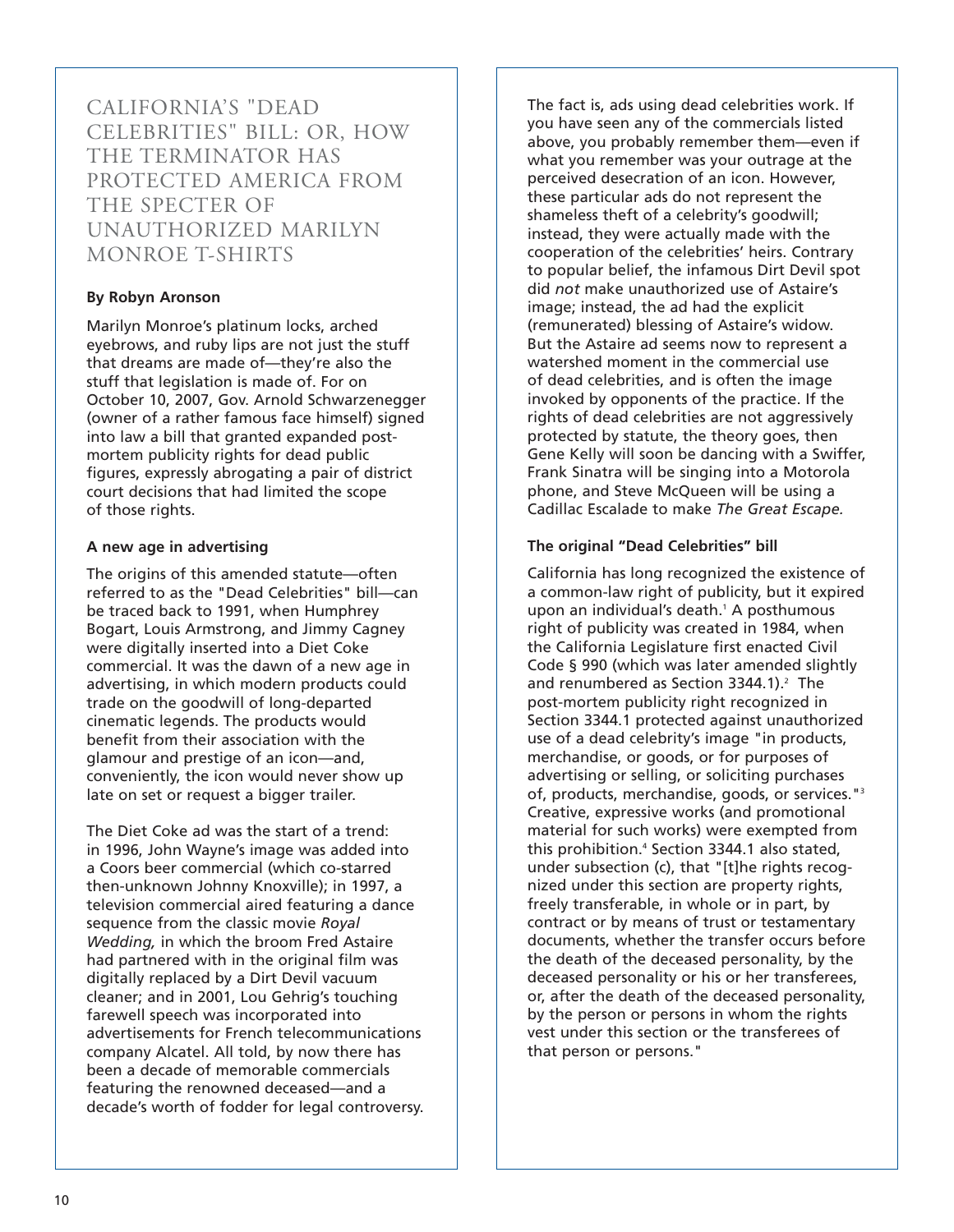# CALIFORNIA'S "DEAD CELEBRITIES" BILL: OR, HOW THE TERMINATOR HAS PROTECTED AMERICA FROM THE SPECTER OF UNAUTHORIZED MARILYN MONROE T-SHIRTS

**By Robyn Aronson**

Marilyn Monroe's platinum locks, arched eyebrows, and ruby lips are not just the stuff that dreams are made of—they're also the stuff that legislation is made of. For on October 10, 2007, Gov. Arnold Schwarzenegger (owner of a rather famous face himself) signed into law a bill that granted expanded post-mortem publicity rights for dead public figures, expressly abrogating a pair of district court decisions that had limited the scope of those rights.

### A new age in advertising

The origins of this amended statute—often referred to as the "Dead Celebrities" bill—can be traced back to 1991, when Humphrey Bogart, Louis Armstrong, and Jimmy Cagney were digitally inserted into a Diet Coke commercial. It was the dawn of a new age in advertising, in which modern products could trade on the goodwill of long-departed cinematic legends. The products would benefit from their association with the glamour and prestige of an icon—and, conveniently, the icon would never show up late on set or request a bigger trailer.

The Diet Coke ad was the start of a trend: in 1996, John Wayne's image was added into a Coors beer commercial (which co-starred then-unknown Johnny Knoxville); in 1997, a television commercial aired featuring a dance sequence from the classic movie *Royal Wedding,* in which the broom Fred Astaire had partnered with in the original film was digitally replaced by a Dirt Devil vacuum cleaner; and in 2001, Lou Gehrig's touching farewell speech was incorporated into advertisements for French telecommunications company Alcatel. All told, by now there has been a decade of memorable commercials featuring the renowned deceased—and a decade's worth of fodder for legal controversy.

The fact is, ads using dead celebrities work. If you have seen any of the commercials listed above, you probably remember them—even if what you remember was your outrage at the perceived desecration of an icon. However, these particular ads do not represent the shameless theft of a celebrity's goodwill; instead, they were actually made with the cooperation of the celebrities' heirs. Contrary to popular belief, the infamous Dirt Devil spot did *not* make unauthorized use of Astaire's image; instead, the ad had the explicit (remunerated) blessing of Astaire's widow. But the Astaire ad seems now to represent a watershed moment in the commercial use of dead celebrities, and is often the image invoked by opponents of the practice. If the rights of dead celebrities are not aggressively protected by statute, the theory goes, then Gene Kelly will soon be dancing with a Swiffer, Frank Sinatra will be singing into a Motorola phone, and Steve McQueen will be using a Cadillac Escalade to make *The Great Escape.*

### The original "Dead Celebrities" bill

California has long recognized the existence of a common-law right of publicity, but it expired upon an individual's death.[1] A posthumous right of publicity was created in 1984, when the California Legislature first enacted Civil Code § 990 (which was later amended slightly and renumbered as Section 3344.1).[2] The post-mortem publicity right recognized in Section 3344.1 protected against unauthorized use of a dead celebrity's image "in products, merchandise, or goods, or for purposes of advertising or selling, or soliciting purchases of, products, merchandise, goods, or services."[3] Creative, expressive works (and promotional material for such works) were exempted from this prohibition.[4] Section 3344.1 also stated, under subsection (c), that "[t]he rights recognized under this section are property rights, freely transferable, in whole or in part, by contract or by means of trust or testamentary documents, whether the transfer occurs before the death of the deceased personality, by the deceased personality or his or her transferees, or, after the death of the deceased personality, by the person or persons in whom the rights vest under this section or the transferees of that person or persons."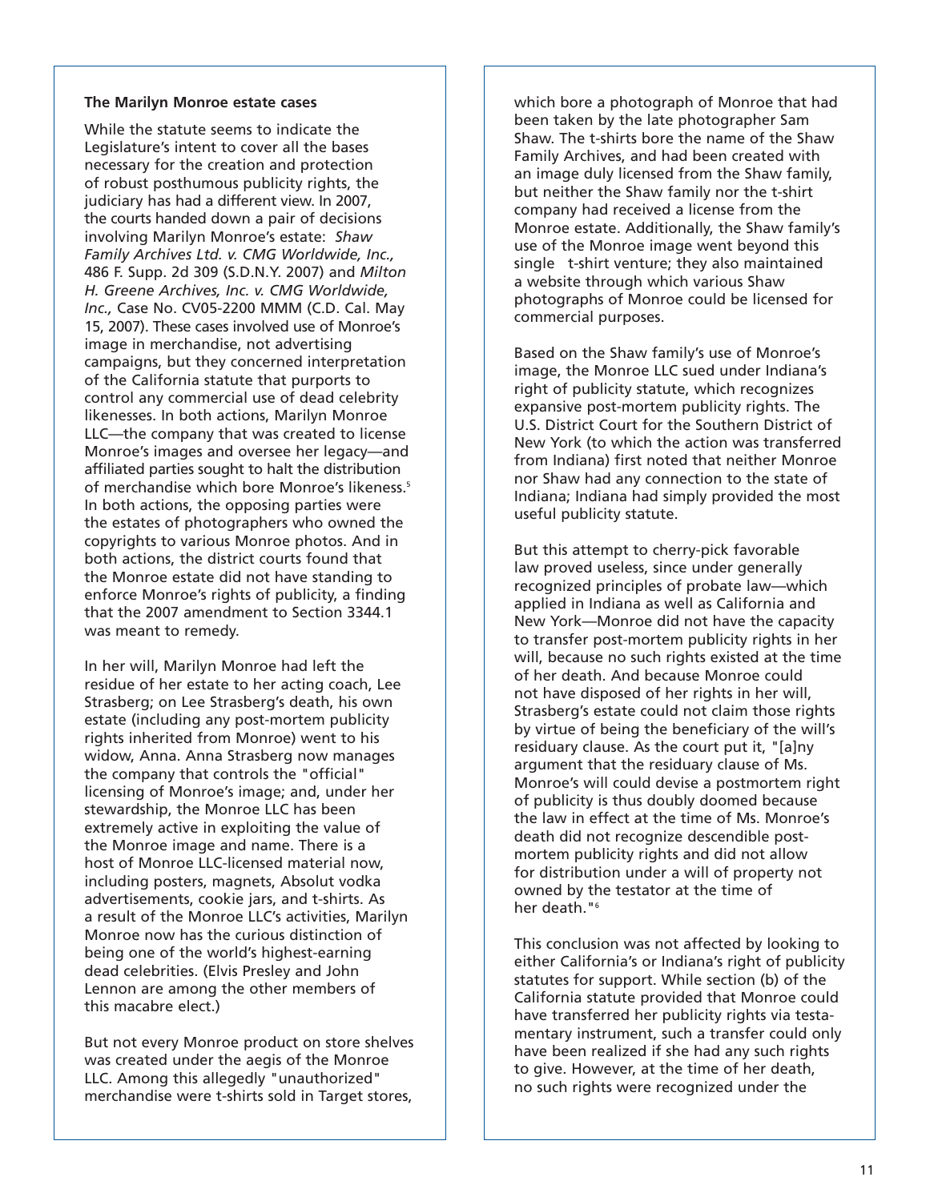### The Marilyn Monroe estate cases

While the statute seems to indicate the Legislature's intent to cover all the bases necessary for the creation and protection of robust posthumous publicity rights, the judiciary has had a different view. In 2007, the courts handed down a pair of decisions involving Marilyn Monroe's estate: *Shaw Family Archives Ltd. v. CMG Worldwide, Inc.,* 486 F. Supp. 2d 309 (S.D.N.Y. 2007) and *Milton H. Greene Archives, Inc. v. CMG Worldwide, Inc.,* Case No. CV05-2200 MMM (C.D. Cal. May 15, 2007). These cases involved use of Monroe's image in merchandise, not advertising campaigns, but they concerned interpretation of the California statute that purports to control any commercial use of dead celebrity likenesses. In both actions, Marilyn Monroe LLC—the company that was created to license Monroe's images and oversee her legacy—and affiliated parties sought to halt the distribution of merchandise which bore Monroe's likeness.[5] In both actions, the opposing parties were the estates of photographers who owned the copyrights to various Monroe photos. And in both actions, the district courts found that the Monroe estate did not have standing to enforce Monroe's rights of publicity, a finding that the 2007 amendment to Section 3344.1 was meant to remedy.

In her will, Marilyn Monroe had left the residue of her estate to her acting coach, Lee Strasberg; on Lee Strasberg's death, his own estate (including any post-mortem publicity rights inherited from Monroe) went to his widow, Anna. Anna Strasberg now manages the company that controls the "official" licensing of Monroe's image; and, under her stewardship, the Monroe LLC has been extremely active in exploiting the value of the Monroe image and name. There is a host of Monroe LLC-licensed material now, including posters, magnets, Absolut vodka advertisements, cookie jars, and t-shirts. As a result of the Monroe LLC's activities, Marilyn Monroe now has the curious distinction of being one of the world's highest-earning dead celebrities. (Elvis Presley and John Lennon are among the other members of this macabre elect.)

But not every Monroe product on store shelves was created under the aegis of the Monroe LLC. Among this allegedly "unauthorized" merchandise were t-shirts sold in Target stores, which bore a photograph of Monroe that had been taken by the late photographer Sam Shaw. The t-shirts bore the name of the Shaw Family Archives, and had been created with an image duly licensed from the Shaw family, but neither the Shaw family nor the t-shirt company had received a license from the Monroe estate. Additionally, the Shaw family's use of the Monroe image went beyond this single t-shirt venture; they also maintained a website through which various Shaw photographs of Monroe could be licensed for commercial purposes.

Based on the Shaw family's use of Monroe's image, the Monroe LLC sued under Indiana's right of publicity statute, which recognizes expansive post-mortem publicity rights. The U.S. District Court for the Southern District of New York (to which the action was transferred from Indiana) first noted that neither Monroe nor Shaw had any connection to the state of Indiana; Indiana had simply provided the most useful publicity statute.

But this attempt to cherry-pick favorable law proved useless, since under generally recognized principles of probate law—which applied in Indiana as well as California and New York—Monroe did not have the capacity to transfer post-mortem publicity rights in her will, because no such rights existed at the time of her death. And because Monroe could not have disposed of her rights in her will, Strasberg's estate could not claim those rights by virtue of being the beneficiary of the will's residuary clause. As the court put it, "[a]ny argument that the residuary clause of Ms. Monroe's will could devise a postmortem right of publicity is thus doubly doomed because the law in effect at the time of Ms. Monroe's death did not recognize descendible post-mortem publicity rights and did not allow for distribution under a will of property not owned by the testator at the time of her death."[6]

This conclusion was not affected by looking to either California's or Indiana's right of publicity statutes for support. While section (b) of the California statute provided that Monroe could have transferred her publicity rights via testamentary instrument, such a transfer could only have been realized if she had any such rights to give. However, at the time of her death, no such rights were recognized under the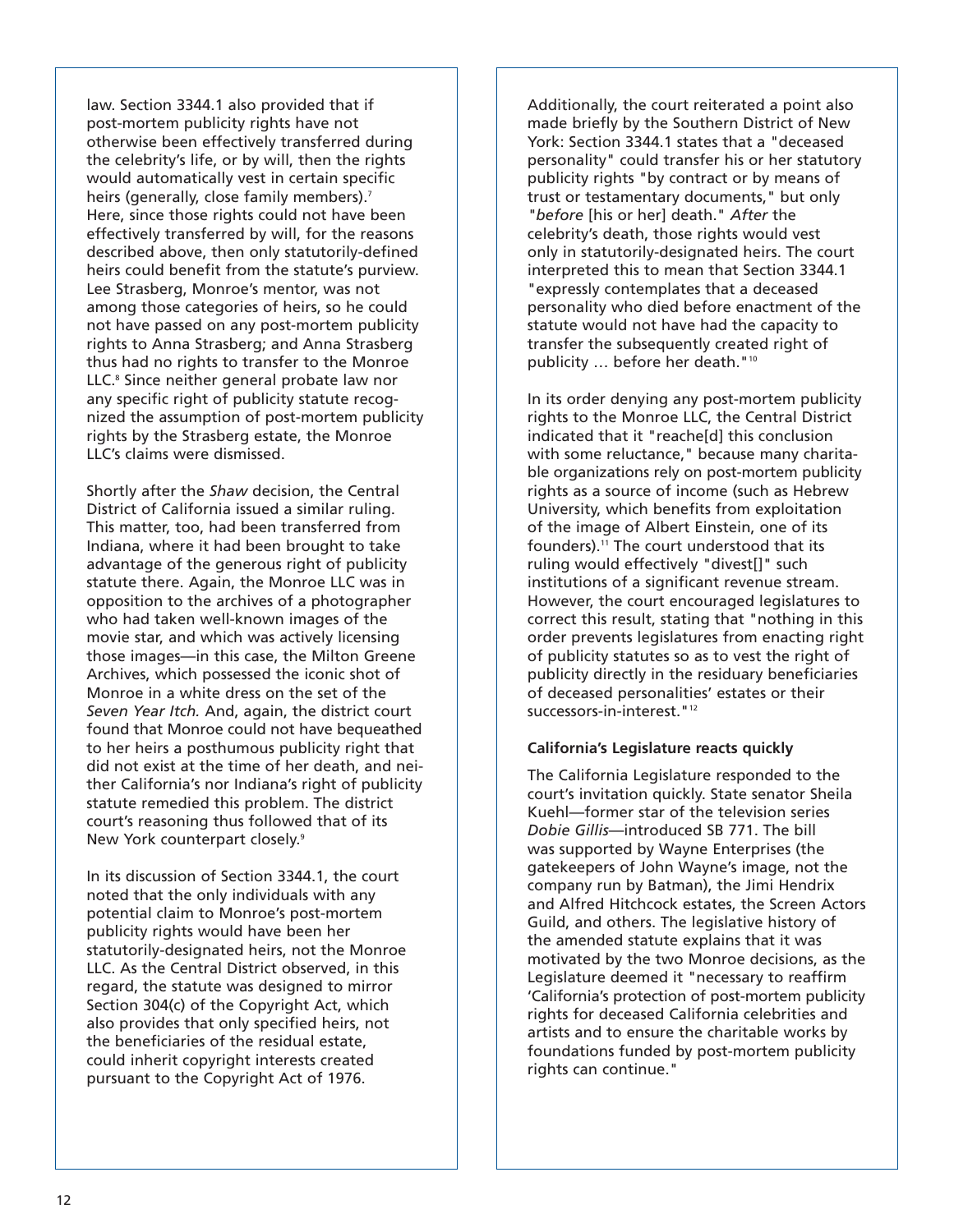law. Section 3344.1 also provided that if post-mortem publicity rights have not otherwise been effectively transferred during the celebrity's life, or by will, then the rights would automatically vest in certain specific heirs (generally, close family members).[7] Here, since those rights could not have been effectively transferred by will, for the reasons described above, then only statutorily-defined heirs could benefit from the statute's purview. Lee Strasberg, Monroe's mentor, was not among those categories of heirs, so he could not have passed on any post-mortem publicity rights to Anna Strasberg; and Anna Strasberg thus had no rights to transfer to the Monroe LLC.[8] Since neither general probate law nor any specific right of publicity statute recognized the assumption of post-mortem publicity rights by the Strasberg estate, the Monroe LLC's claims were dismissed.

Shortly after the *Shaw* decision, the Central District of California issued a similar ruling. This matter, too, had been transferred from Indiana, where it had been brought to take advantage of the generous right of publicity statute there. Again, the Monroe LLC was in opposition to the archives of a photographer who had taken well-known images of the movie star, and which was actively licensing those images—in this case, the Milton Greene Archives, which possessed the iconic shot of Monroe in a white dress on the set of the *Seven Year Itch.* And, again, the district court found that Monroe could not have bequeathed to her heirs a posthumous publicity right that did not exist at the time of her death, and neither California's nor Indiana's right of publicity statute remedied this problem. The district court's reasoning thus followed that of its New York counterpart closely.[9]

In its discussion of Section 3344.1, the court noted that the only individuals with any potential claim to Monroe's post-mortem publicity rights would have been her statutorily-designated heirs, not the Monroe LLC. As the Central District observed, in this regard, the statute was designed to mirror Section 304(c) of the Copyright Act, which also provides that only specified heirs, not the beneficiaries of the residual estate, could inherit copyright interests created pursuant to the Copyright Act of 1976.

Additionally, the court reiterated a point also made briefly by the Southern District of New York: Section 3344.1 states that a "deceased personality" could transfer his or her statutory publicity rights "by contract or by means of trust or testamentary documents," but only "*before* [his or her] death." *After* the celebrity's death, those rights would vest only in statutorily-designated heirs. The court interpreted this to mean that Section 3344.1 "expressly contemplates that a deceased personality who died before enactment of the statute would not have had the capacity to transfer the subsequently created right of publicity … before her death."[10]

In its order denying any post-mortem publicity rights to the Monroe LLC, the Central District indicated that it "reache[d] this conclusion with some reluctance," because many charitable organizations rely on post-mortem publicity rights as a source of income (such as Hebrew University, which benefits from exploitation of the image of Albert Einstein, one of its founders).[11] The court understood that its ruling would effectively "divest[]" such institutions of a significant revenue stream. However, the court encouraged legislatures to correct this result, stating that "nothing in this order prevents legislatures from enacting right of publicity statutes so as to vest the right of publicity directly in the residuary beneficiaries of deceased personalities' estates or their successors-in-interest."[12]

### California's Legislature reacts quickly

The California Legislature responded to the court's invitation quickly. State senator Sheila Kuehl—former star of the television series *Dobie Gillis*—introduced SB 771. The bill was supported by Wayne Enterprises (the gatekeepers of John Wayne's image, not the company run by Batman), the Jimi Hendrix and Alfred Hitchcock estates, the Screen Actors Guild, and others. The legislative history of the amended statute explains that it was motivated by the two Monroe decisions, as the Legislature deemed it "necessary to reaffirm 'California's protection of post-mortem publicity rights for deceased California celebrities and artists and to ensure the charitable works by foundations funded by post-mortem publicity rights can continue."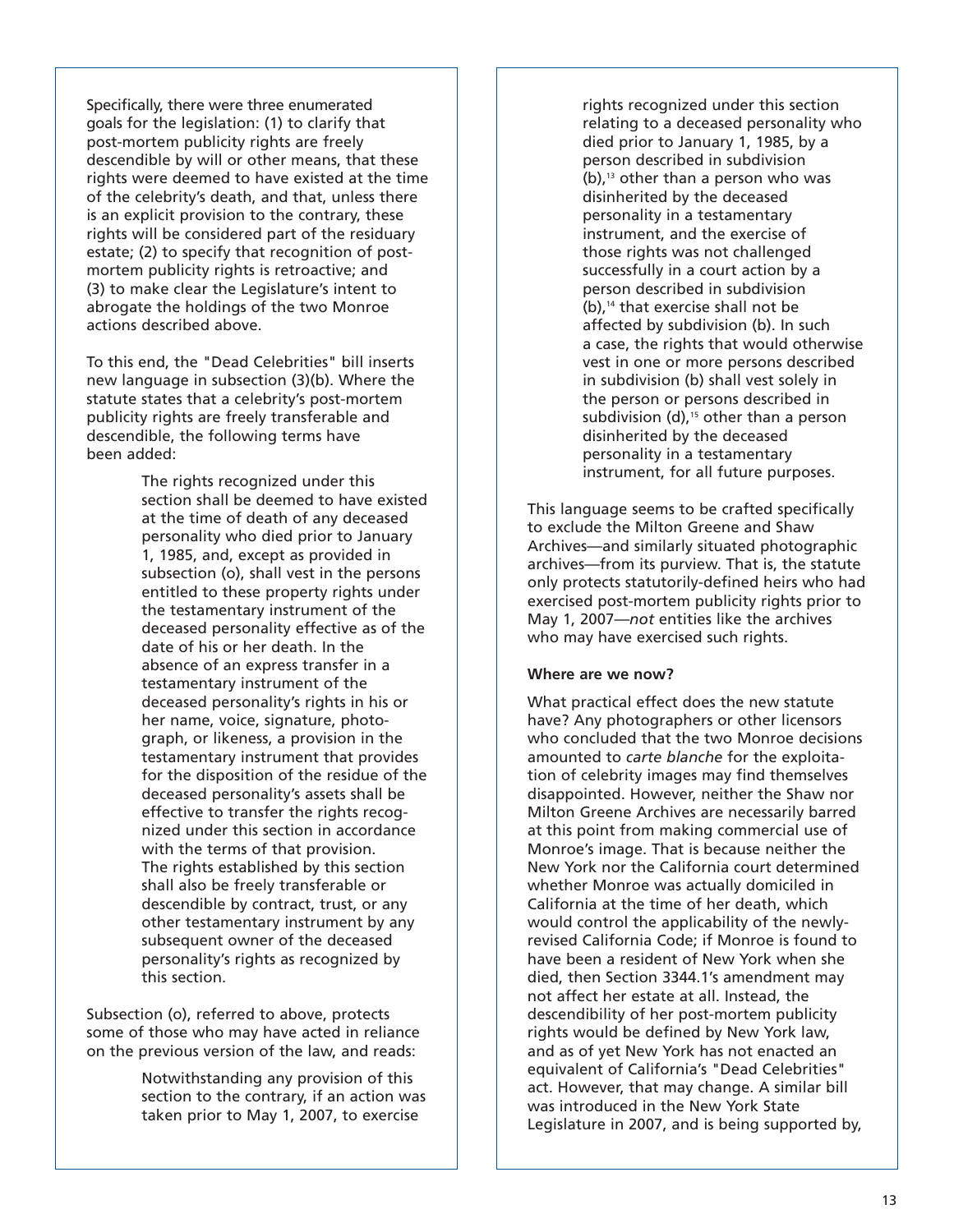Specifically, there were three enumerated goals for the legislation: (1) to clarify that post-mortem publicity rights are freely descendible by will or other means, that these rights were deemed to have existed at the time of the celebrity's death, and that, unless there is an explicit provision to the contrary, these rights will be considered part of the residuary estate; (2) to specify that recognition of post-mortem publicity rights is retroactive; and (3) to make clear the Legislature's intent to abrogate the holdings of the two Monroe actions described above.

To this end, the "Dead Celebrities" bill inserts new language in subsection (3)(b). Where the statute states that a celebrity's post-mortem publicity rights are freely transferable and descendible, the following terms have been added:

> The rights recognized under this section shall be deemed to have existed at the time of death of any deceased personality who died prior to January 1, 1985, and, except as provided in subsection (o), shall vest in the persons entitled to these property rights under the testamentary instrument of the deceased personality effective as of the date of his or her death. In the absence of an express transfer in a testamentary instrument of the deceased personality's rights in his or her name, voice, signature, photograph, or likeness, a provision in the testamentary instrument that provides for the disposition of the residue of the deceased personality's assets shall be effective to transfer the rights recognized under this section in accordance with the terms of that provision. The rights established by this section shall also be freely transferable or descendible by contract, trust, or any other testamentary instrument by any subsequent owner of the deceased personality's rights as recognized by this section.

Subsection (o), referred to above, protects some of those who may have acted in reliance on the previous version of the law, and reads:

> Notwithstanding any provision of this section to the contrary, if an action was taken prior to May 1, 2007, to exercise rights recognized under this section relating to a deceased personality who died prior to January 1, 1985, by a person described in subdivision (b),[13] other than a person who was disinherited by the deceased personality in a testamentary instrument, and the exercise of those rights was not challenged successfully in a court action by a person described in subdivision (b),[14] that exercise shall not be affected by subdivision (b). In such a case, the rights that would otherwise vest in one or more persons described in subdivision (b) shall vest solely in the person or persons described in subdivision (d),[15] other than a person disinherited by the deceased personality in a testamentary instrument, for all future purposes.

This language seems to be crafted specifically to exclude the Milton Greene and Shaw Archives—and similarly situated photographic archives—from its purview. That is, the statute only protects statutorily-defined heirs who had exercised post-mortem publicity rights prior to May 1, 2007—*not* entities like the archives who may have exercised such rights.

**Where are we now?**

What practical effect does the new statute have? Any photographers or other licensors who concluded that the two Monroe decisions amounted to *carte blanche* for the exploitation of celebrity images may find themselves disappointed. However, neither the Shaw nor Milton Greene Archives are necessarily barred at this point from making commercial use of Monroe's image. That is because neither the New York nor the California court determined whether Monroe was actually domiciled in California at the time of her death, which would control the applicability of the newly-revised California Code; if Monroe is found to have been a resident of New York when she died, then Section 3344.1's amendment may not affect her estate at all. Instead, the descendibility of her post-mortem publicity rights would be defined by New York law, and as of yet New York has not enacted an equivalent of California's "Dead Celebrities" act. However, that may change. A similar bill was introduced in the New York State Legislature in 2007, and is being supported by,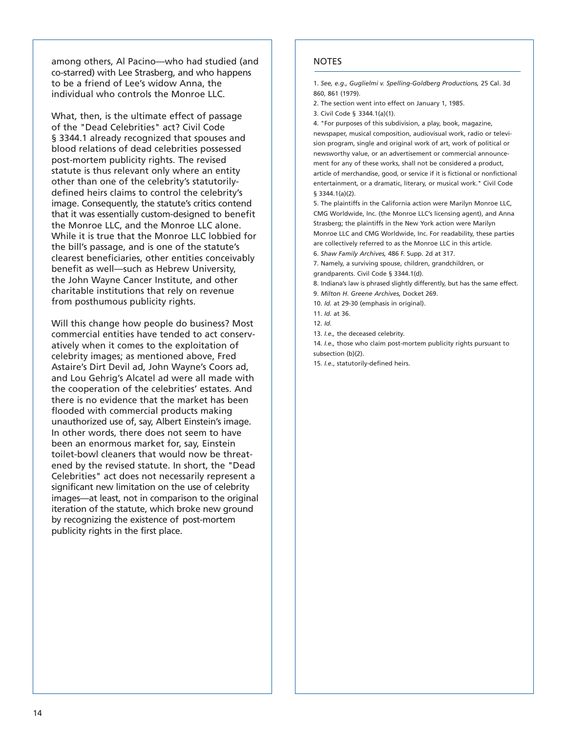among others, Al Pacino—who had studied (and co-starred) with Lee Strasberg, and who happens to be a friend of Lee's widow Anna, the individual who controls the Monroe LLC.

What, then, is the ultimate effect of passage of the "Dead Celebrities" act? Civil Code § 3344.1 already recognized that spouses and blood relations of dead celebrities possessed post-mortem publicity rights. The revised statute is thus relevant only where an entity other than one of the celebrity's statutorily-defined heirs claims to control the celebrity's image. Consequently, the statute's critics contend that it was essentially custom-designed to benefit the Monroe LLC, and the Monroe LLC alone. While it is true that the Monroe LLC lobbied for the bill's passage, and is one of the statute's clearest beneficiaries, other entities conceivably benefit as well—such as Hebrew University, the John Wayne Cancer Institute, and other charitable institutions that rely on revenue from posthumous publicity rights.

Will this change how people do business? Most commercial entities have tended to act conservatively when it comes to the exploitation of celebrity images; as mentioned above, Fred Astaire's Dirt Devil ad, John Wayne's Coors ad, and Lou Gehrig's Alcatel ad were all made with the cooperation of the celebrities' estates. And there is no evidence that the market has been flooded with commercial products making unauthorized use of, say, Albert Einstein's image. In other words, there does not seem to have been an enormous market for, say, Einstein toilet-bowl cleaners that would now be threatened by the revised statute. In short, the "Dead Celebrities" act does not necessarily represent a significant new limitation on the use of celebrity images—at least, not in comparison to the original iteration of the statute, which broke new ground by recognizing the existence of post-mortem publicity rights in the first place.

## NOTES

1. *See, e.g., Guglielmi v. Spelling-Goldberg Productions,* 25 Cal. 3d 860, 861 (1979).
2. The section went into effect on January 1, 1985.
3. Civil Code § 3344.1(a)(1).
4. "For purposes of this subdivision, a play, book, magazine, newspaper, musical composition, audiovisual work, radio or television program, single and original work of art, work of political or newsworthy value, or an advertisement or commercial announcement for any of these works, shall not be considered a product, article of merchandise, good, or service if it is fictional or nonfictional entertainment, or a dramatic, literary, or musical work." Civil Code § 3344.1(a)(2).
5. The plaintiffs in the California action were Marilyn Monroe LLC, CMG Worldwide, Inc. (the Monroe LLC's licensing agent), and Anna Strasberg; the plaintiffs in the New York action were Marilyn Monroe LLC and CMG Worldwide, Inc. For readability, these parties are collectively referred to as the Monroe LLC in this article.
6. *Shaw Family Archives,* 486 F. Supp. 2d at 317.
7. Namely, a surviving spouse, children, grandchildren, or grandparents. Civil Code § 3344.1(d).
8. Indiana's law is phrased slightly differently, but has the same effect.
9. *Milton H. Greene Archives,* Docket 269.
10. *Id.* at 29-30 (emphasis in original).
11. *Id.* at 36.
12. *Id.*
13. *I.e.,* the deceased celebrity.
14. *I.e.,* those who claim post-mortem publicity rights pursuant to subsection (b)(2).
15. *I.e.*, statutorily-defined heirs.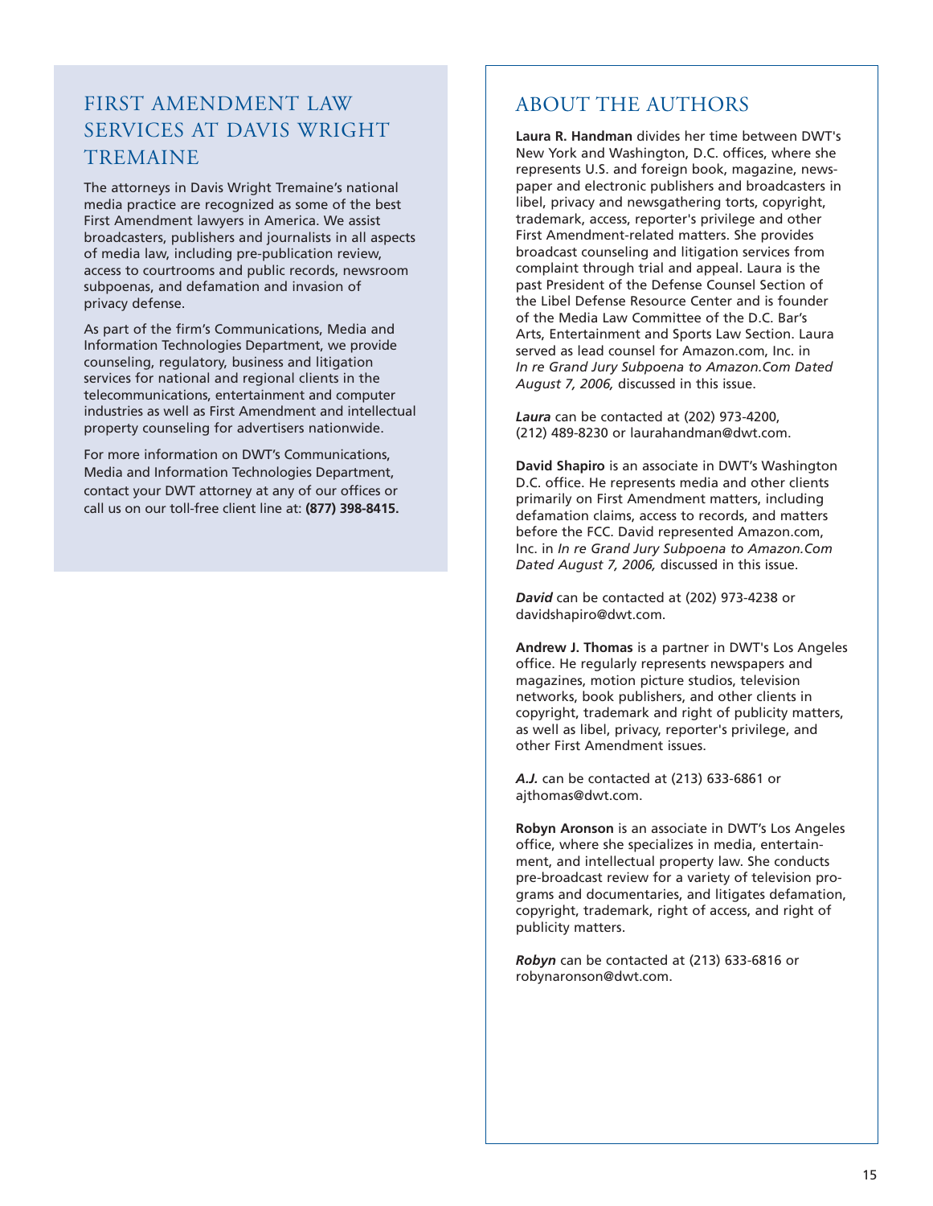## FIRST AMENDMENT LAW SERVICES AT DAVIS WRIGHT TREMAINE

The attorneys in Davis Wright Tremaine's national media practice are recognized as some of the best First Amendment lawyers in America. We assist broadcasters, publishers and journalists in all aspects of media law, including pre-publication review, access to courtrooms and public records, newsroom subpoenas, and defamation and invasion of privacy defense.

As part of the firm's Communications, Media and Information Technologies Department, we provide counseling, regulatory, business and litigation services for national and regional clients in the telecommunications, entertainment and computer industries as well as First Amendment and intellectual property counseling for advertisers nationwide.

For more information on DWT's Communications, Media and Information Technologies Department, contact your DWT attorney at any of our offices or call us on our toll-free client line at: **(877) 398-8415.**

## ABOUT THE AUTHORS

**Laura R. Handman** divides her time between DWT's New York and Washington, D.C. offices, where she represents U.S. and foreign book, magazine, newspaper and electronic publishers and broadcasters in libel, privacy and newsgathering torts, copyright, trademark, access, reporter's privilege and other First Amendment-related matters. She provides broadcast counseling and litigation services from complaint through trial and appeal. Laura is the past President of the Defense Counsel Section of the Libel Defense Resource Center and is founder of the Media Law Committee of the D.C. Bar's Arts, Entertainment and Sports Law Section. Laura served as lead counsel for Amazon.com, Inc. in *In re Grand Jury Subpoena to Amazon.Com Dated August 7, 2006,* discussed in this issue.

***Laura*** can be contacted at (202) 973-4200, (212) 489-8230 or laurahandman@dwt.com.

**David Shapiro** is an associate in DWT's Washington D.C. office. He represents media and other clients primarily on First Amendment matters, including defamation claims, access to records, and matters before the FCC. David represented Amazon.com, Inc. in *In re Grand Jury Subpoena to Amazon.Com Dated August 7, 2006,* discussed in this issue.

***David*** can be contacted at (202) 973-4238 or davidshapiro@dwt.com.

**Andrew J. Thomas** is a partner in DWT's Los Angeles office. He regularly represents newspapers and magazines, motion picture studios, television networks, book publishers, and other clients in copyright, trademark and right of publicity matters, as well as libel, privacy, reporter's privilege, and other First Amendment issues.

***A.J.*** can be contacted at (213) 633-6861 or ajthomas@dwt.com.

**Robyn Aronson** is an associate in DWT's Los Angeles office, where she specializes in media, entertainment, and intellectual property law. She conducts pre-broadcast review for a variety of television programs and documentaries, and litigates defamation, copyright, trademark, right of access, and right of publicity matters.

***Robyn*** can be contacted at (213) 633-6816 or robynaronson@dwt.com.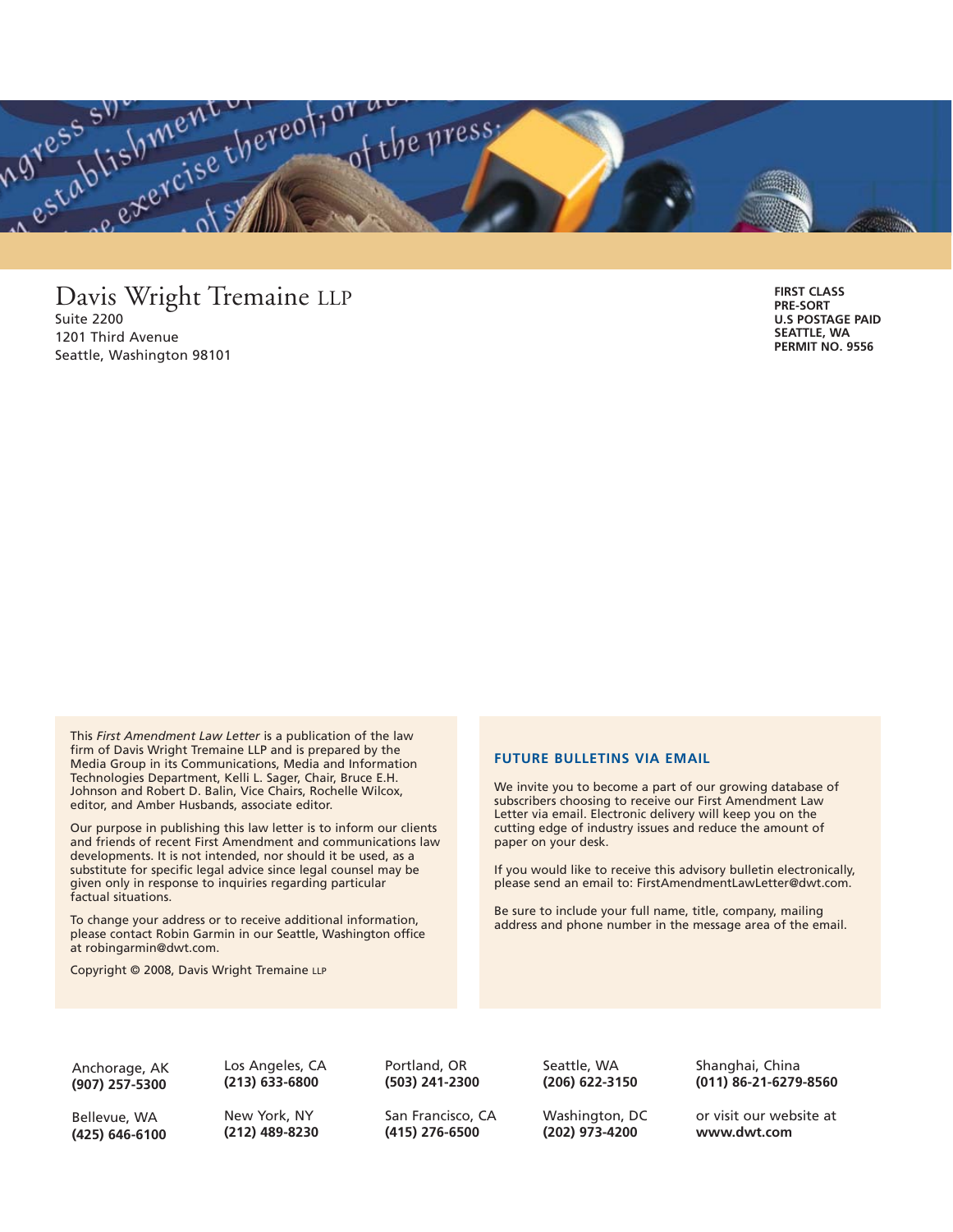Davis Wright Tremaine LLP
Suite 2200
1201 Third Avenue
Seattle, Washington 98101

**FIRST CLASS**
**PRE-SORT**
**U.S POSTAGE PAID**
**SEATTLE, WA**
**PERMIT NO. 9556**

This *First Amendment Law Letter* is a publication of the law firm of Davis Wright Tremaine LLP and is prepared by the Media Group in its Communications, Media and Information Technologies Department, Kelli L. Sager, Chair, Bruce E.H. Johnson and Robert D. Balin, Vice Chairs, Rochelle Wilcox, editor, and Amber Husbands, associate editor.

Our purpose in publishing this law letter is to inform our clients and friends of recent First Amendment and communications law developments. It is not intended, nor should it be used, as a substitute for specific legal advice since legal counsel may be given only in response to inquiries regarding particular factual situations.

To change your address or to receive additional information, please contact Robin Garmin in our Seattle, Washington office at robingarmin@dwt.com.

Copyright © 2008, Davis Wright Tremaine LLP

## FUTURE BULLETINS VIA EMAIL

We invite you to become a part of our growing database of subscribers choosing to receive our First Amendment Law Letter via email. Electronic delivery will keep you on the cutting edge of industry issues and reduce the amount of paper on your desk.

If you would like to receive this advisory bulletin electronically, please send an email to: FirstAmendmentLawLetter@dwt.com.

Be sure to include your full name, title, company, mailing address and phone number in the message area of the email.

Anchorage, AK
**(907) 257-5300**

Bellevue, WA
**(425) 646-6100**

Los Angeles, CA
**(213) 633-6800**

New York, NY
**(212) 489-8230**

Portland, OR
**(503) 241-2300**

San Francisco, CA
**(415) 276-6500**

Seattle, WA
**(206) 622-3150**

Washington, DC
**(202) 973-4200**

Shanghai, China
**(011) 86-21-6279-8560**

or visit our website at
**www.dwt.com**